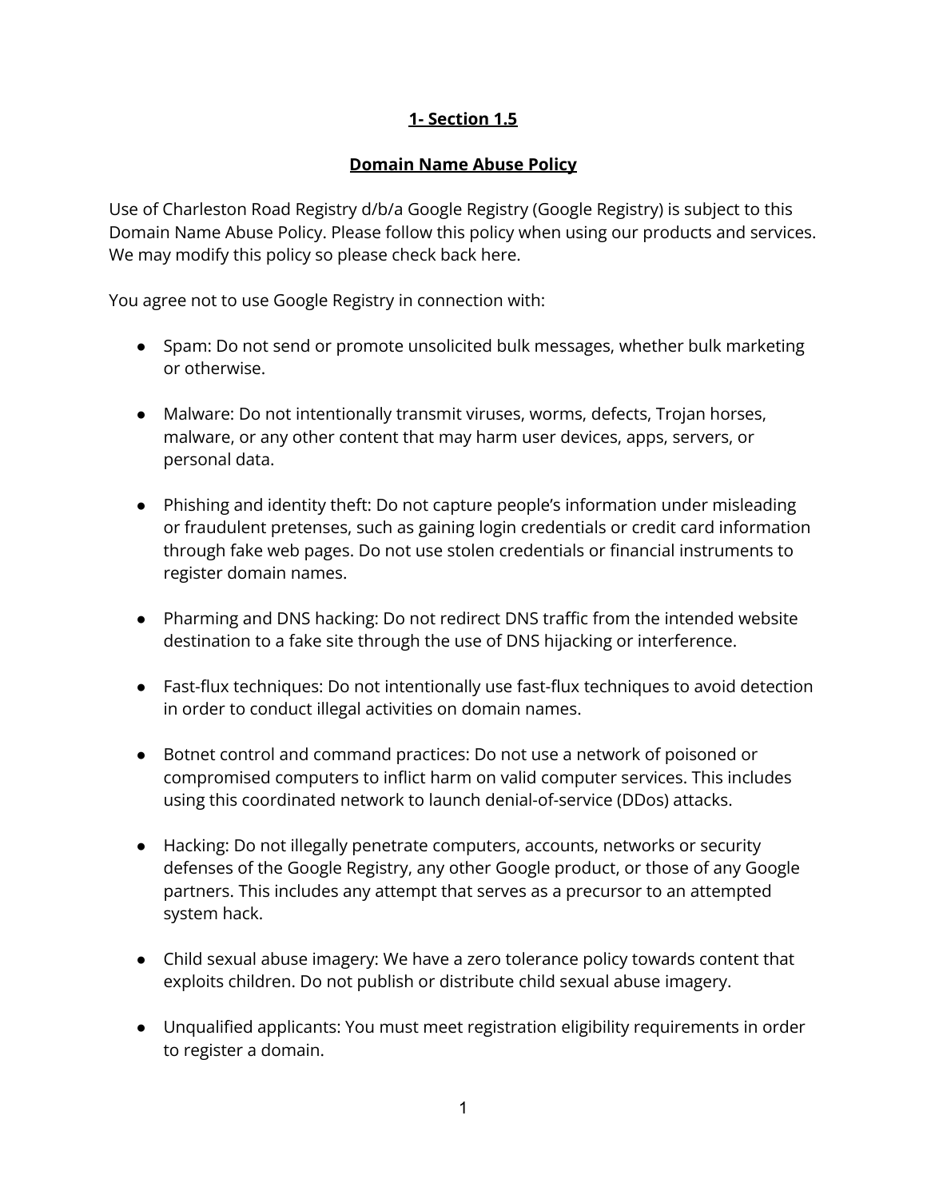## 1- Section 1.5

## Domain Name Abuse Policy

Use of Charleston Road Registry d/b/a Google Registry (Google Registry) is subject to this Domain Name Abuse Policy. Please follow this policy when using our products and services. We may modify this policy so please check back here.

You agree not to use Google Registry in connection with:

- Spam: Do not send or promote unsolicited bulk messages, whether bulk marketing or otherwise.
- Malware: Do not intentionally transmit viruses, worms, defects, Trojan horses, malware, or any other content that may harm user devices, apps, servers, or personal data.
- Phishing and identity theft: Do not capture people's information under misleading or fraudulent pretenses, such as gaining login credentials or credit card information through fake web pages. Do not use stolen credentials or financial instruments to register domain names.
- Pharming and DNS hacking: Do not redirect DNS traffic from the intended website destination to a fake site through the use of DNS hijacking or interference.
- Fast-flux techniques: Do not intentionally use fast-flux techniques to avoid detection in order to conduct illegal activities on domain names.
- Botnet control and command practices: Do not use a network of poisoned or compromised computers to inflict harm on valid computer services. This includes using this coordinated network to launch denial-of-service (DDos) attacks.
- Hacking: Do not illegally penetrate computers, accounts, networks or security defenses of the Google Registry, any other Google product, or those of any Google partners. This includes any attempt that serves as a precursor to an attempted system hack.
- Child sexual abuse imagery: We have a zero tolerance policy towards content that exploits children. Do not publish or distribute child sexual abuse imagery.
- Unqualified applicants: You must meet registration eligibility requirements in order to register a domain.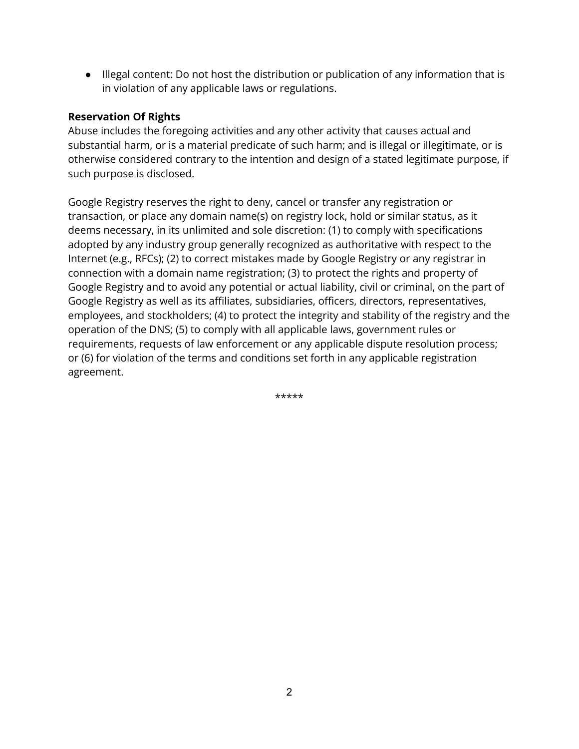- Illegal content: Do not host the distribution or publication of any information that is in violation of any applicable laws or regulations.

**Reservation Of Rights**

Abuse includes the foregoing activities and any other activity that causes actual and substantial harm, or is a material predicate of such harm; and is illegal or illegitimate, or is otherwise considered contrary to the intention and design of a stated legitimate purpose, if such purpose is disclosed.

Google Registry reserves the right to deny, cancel or transfer any registration or transaction, or place any domain name(s) on registry lock, hold or similar status, as it deems necessary, in its unlimited and sole discretion: (1) to comply with specifications adopted by any industry group generally recognized as authoritative with respect to the Internet (e.g., RFCs); (2) to correct mistakes made by Google Registry or any registrar in connection with a domain name registration; (3) to protect the rights and property of Google Registry and to avoid any potential or actual liability, civil or criminal, on the part of Google Registry as well as its affiliates, subsidiaries, officers, directors, representatives, employees, and stockholders; (4) to protect the integrity and stability of the registry and the operation of the DNS; (5) to comply with all applicable laws, government rules or requirements, requests of law enforcement or any applicable dispute resolution process; or (6) for violation of the terms and conditions set forth in any applicable registration agreement.

*****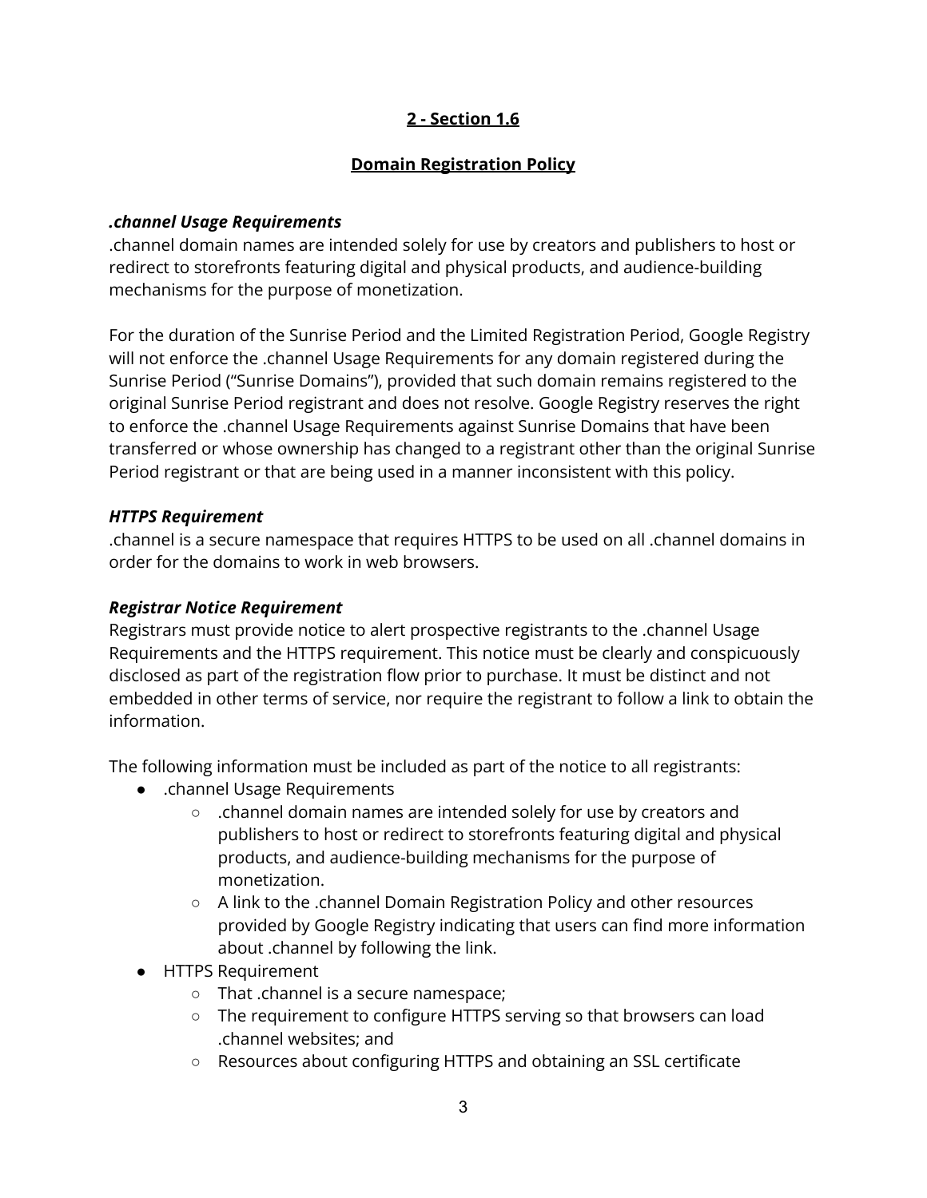## **2 - Section 1.6**

## **Domain Registration Policy**

***.channel Usage Requirements***

.channel domain names are intended solely for use by creators and publishers to host or redirect to storefronts featuring digital and physical products, and audience-building mechanisms for the purpose of monetization.

For the duration of the Sunrise Period and the Limited Registration Period, Google Registry will not enforce the .channel Usage Requirements for any domain registered during the Sunrise Period ("Sunrise Domains"), provided that such domain remains registered to the original Sunrise Period registrant and does not resolve. Google Registry reserves the right to enforce the .channel Usage Requirements against Sunrise Domains that have been transferred or whose ownership has changed to a registrant other than the original Sunrise Period registrant or that are being used in a manner inconsistent with this policy.

***HTTPS Requirement***

.channel is a secure namespace that requires HTTPS to be used on all .channel domains in order for the domains to work in web browsers.

***Registrar Notice Requirement***

Registrars must provide notice to alert prospective registrants to the .channel Usage Requirements and the HTTPS requirement. This notice must be clearly and conspicuously disclosed as part of the registration flow prior to purchase. It must be distinct and not embedded in other terms of service, nor require the registrant to follow a link to obtain the information.

The following information must be included as part of the notice to all registrants:

- .channel Usage Requirements
    - .channel domain names are intended solely for use by creators and publishers to host or redirect to storefronts featuring digital and physical products, and audience-building mechanisms for the purpose of monetization.
    - A link to the .channel Domain Registration Policy and other resources provided by Google Registry indicating that users can find more information about .channel by following the link.
- HTTPS Requirement
    - That .channel is a secure namespace;
    - The requirement to configure HTTPS serving so that browsers can load .channel websites; and
    - Resources about configuring HTTPS and obtaining an SSL certificate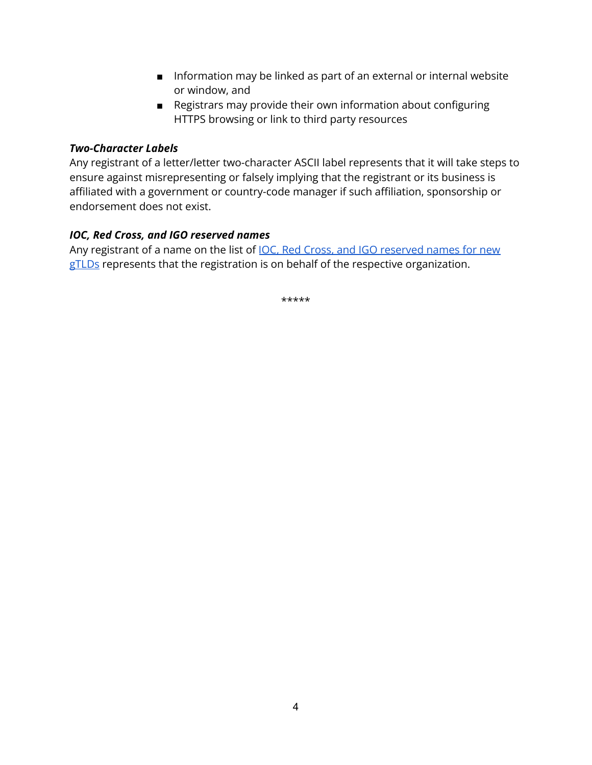- Information may be linked as part of an external or internal website or window, and
- Registrars may provide their own information about configuring HTTPS browsing or link to third party resources

***Two-Character Labels***

Any registrant of a letter/letter two-character ASCII label represents that it will take steps to ensure against misrepresenting or falsely implying that the registrant or its business is affiliated with a government or country-code manager if such affiliation, sponsorship or endorsement does not exist.

***IOC, Red Cross, and IGO reserved names***

Any registrant of a name on the list of IOC, Red Cross, and IGO reserved names for new gTLDs represents that the registration is on behalf of the respective organization.

*****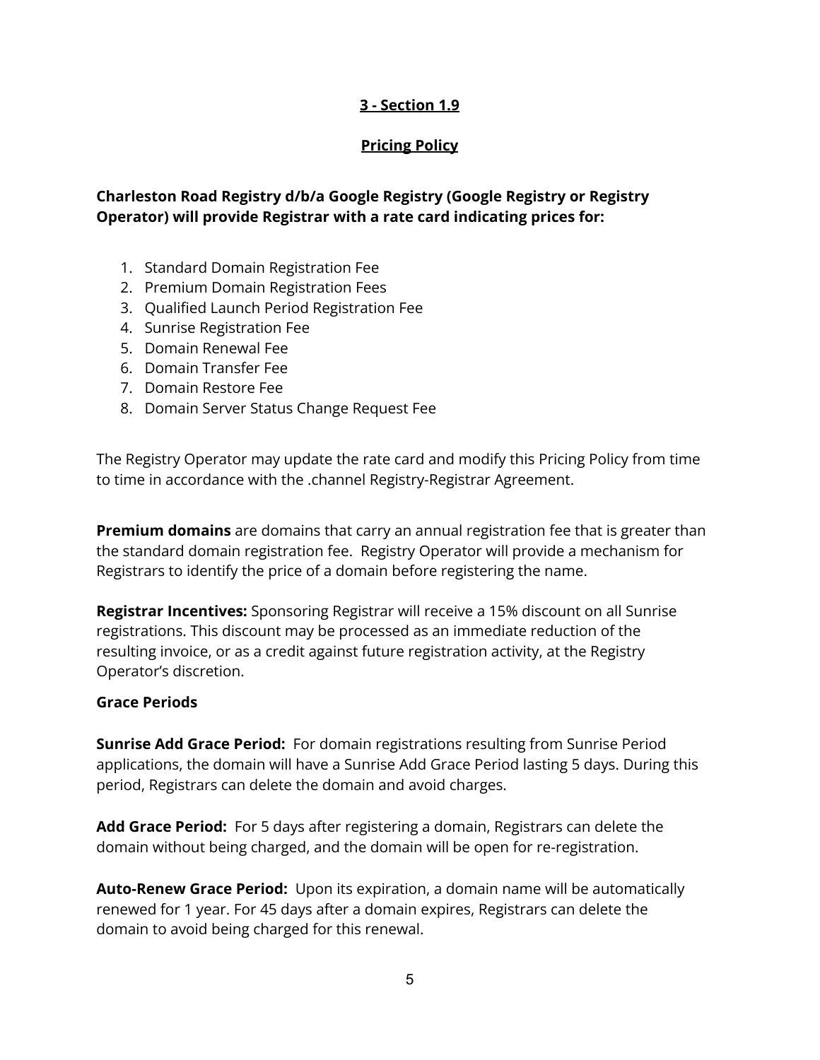## 3 - Section 1.9

## Pricing Policy

**Charleston Road Registry d/b/a Google Registry (Google Registry or Registry Operator) will provide Registrar with a rate card indicating prices for:**

1. Standard Domain Registration Fee
2. Premium Domain Registration Fees
3. Qualified Launch Period Registration Fee
4. Sunrise Registration Fee
5. Domain Renewal Fee
6. Domain Transfer Fee
7. Domain Restore Fee
8. Domain Server Status Change Request Fee

The Registry Operator may update the rate card and modify this Pricing Policy from time to time in accordance with the .channel Registry-Registrar Agreement.

**Premium domains** are domains that carry an annual registration fee that is greater than the standard domain registration fee. Registry Operator will provide a mechanism for Registrars to identify the price of a domain before registering the name.

**Registrar Incentives:** Sponsoring Registrar will receive a 15% discount on all Sunrise registrations. This discount may be processed as an immediate reduction of the resulting invoice, or as a credit against future registration activity, at the Registry Operator's discretion.

**Grace Periods**

**Sunrise Add Grace Period:** For domain registrations resulting from Sunrise Period applications, the domain will have a Sunrise Add Grace Period lasting 5 days. During this period, Registrars can delete the domain and avoid charges.

**Add Grace Period:** For 5 days after registering a domain, Registrars can delete the domain without being charged, and the domain will be open for re-registration.

**Auto-Renew Grace Period:** Upon its expiration, a domain name will be automatically renewed for 1 year. For 45 days after a domain expires, Registrars can delete the domain to avoid being charged for this renewal.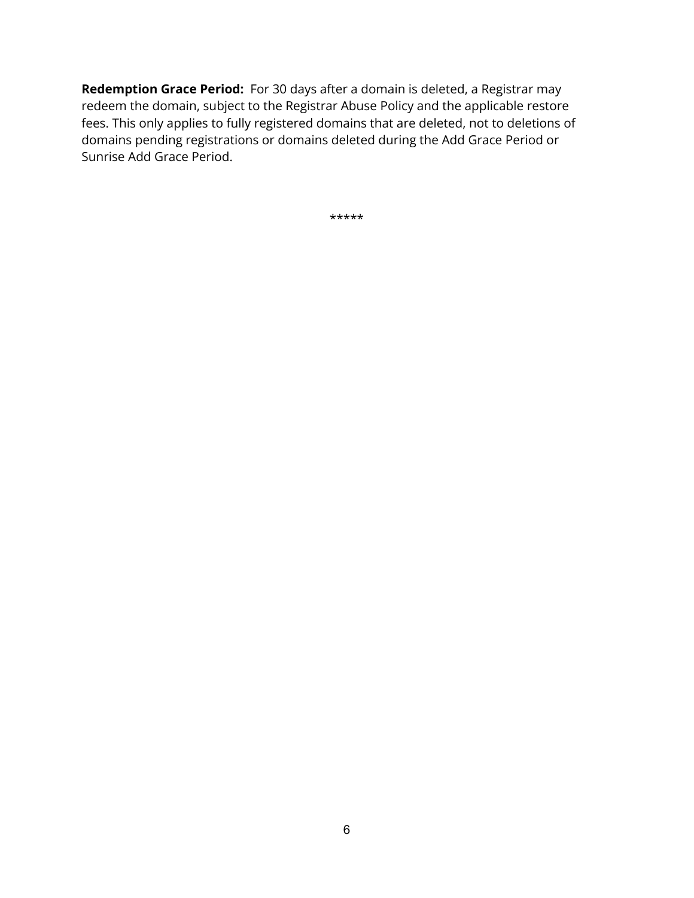**Redemption Grace Period:** For 30 days after a domain is deleted, a Registrar may redeem the domain, subject to the Registrar Abuse Policy and the applicable restore fees. This only applies to fully registered domains that are deleted, not to deletions of domains pending registrations or domains deleted during the Add Grace Period or Sunrise Add Grace Period.

*****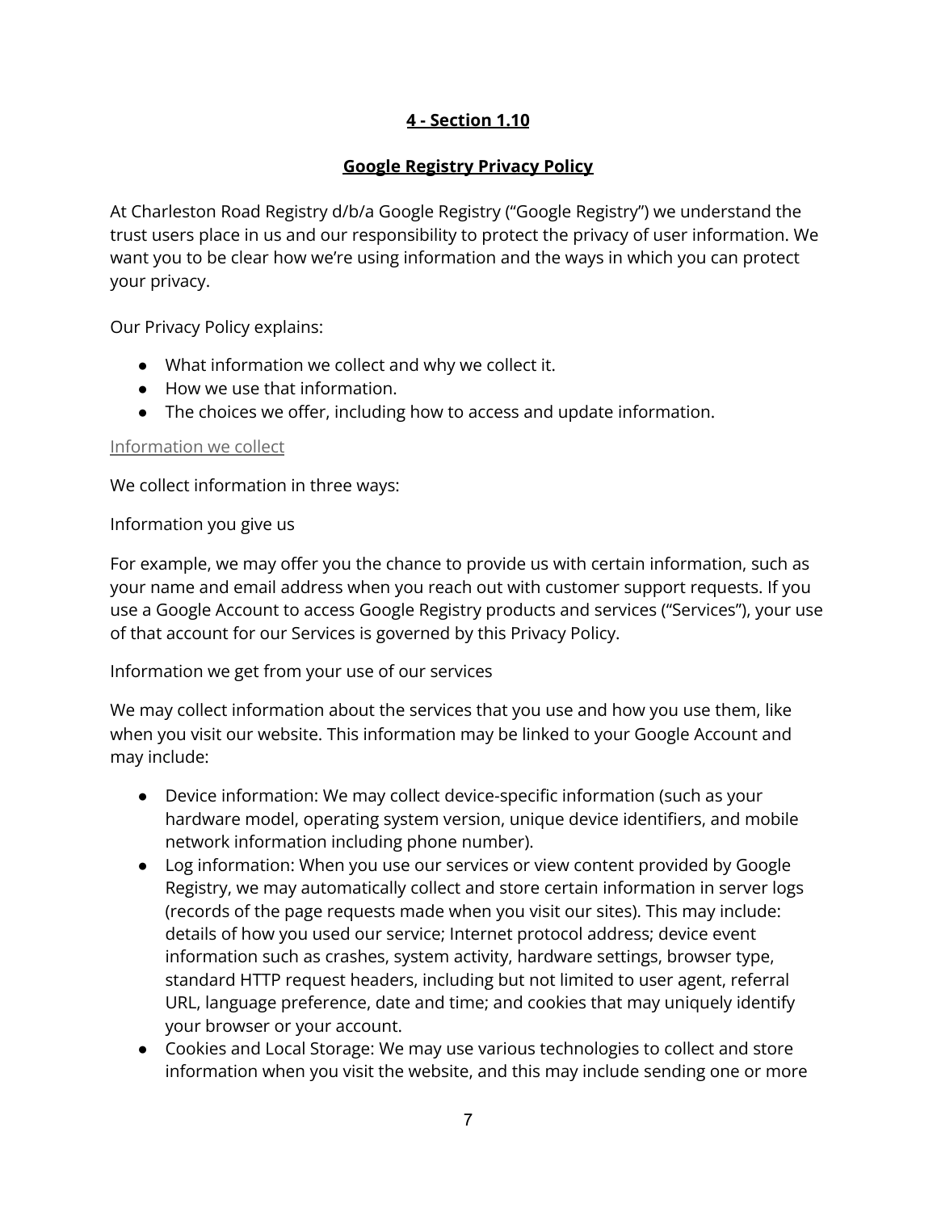## 4 - Section 1.10

## Google Registry Privacy Policy

At Charleston Road Registry d/b/a Google Registry ("Google Registry") we understand the trust users place in us and our responsibility to protect the privacy of user information. We want you to be clear how we're using information and the ways in which you can protect your privacy.

Our Privacy Policy explains:

- What information we collect and why we collect it.
- How we use that information.
- The choices we offer, including how to access and update information.

### Information we collect

We collect information in three ways:

Information you give us

For example, we may offer you the chance to provide us with certain information, such as your name and email address when you reach out with customer support requests. If you use a Google Account to access Google Registry products and services ("Services"), your use of that account for our Services is governed by this Privacy Policy.

Information we get from your use of our services

We may collect information about the services that you use and how you use them, like when you visit our website. This information may be linked to your Google Account and may include:

- Device information: We may collect device-specific information (such as your hardware model, operating system version, unique device identifiers, and mobile network information including phone number).
- Log information: When you use our services or view content provided by Google Registry, we may automatically collect and store certain information in server logs (records of the page requests made when you visit our sites). This may include: details of how you used our service; Internet protocol address; device event information such as crashes, system activity, hardware settings, browser type, standard HTTP request headers, including but not limited to user agent, referral URL, language preference, date and time; and cookies that may uniquely identify your browser or your account.
- Cookies and Local Storage: We may use various technologies to collect and store information when you visit the website, and this may include sending one or more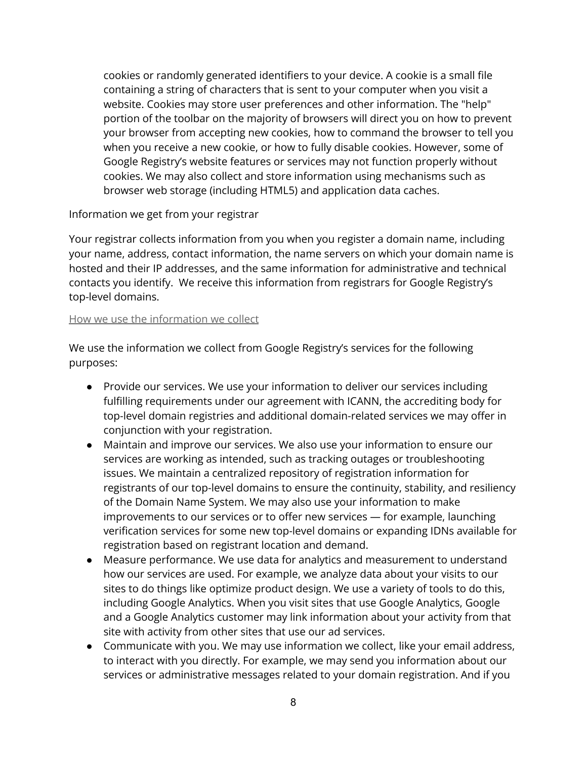cookies or randomly generated identifiers to your device. A cookie is a small file containing a string of characters that is sent to your computer when you visit a website. Cookies may store user preferences and other information. The "help" portion of the toolbar on the majority of browsers will direct you on how to prevent your browser from accepting new cookies, how to command the browser to tell you when you receive a new cookie, or how to fully disable cookies. However, some of Google Registry's website features or services may not function properly without cookies. We may also collect and store information using mechanisms such as browser web storage (including HTML5) and application data caches.

Information we get from your registrar

Your registrar collects information from you when you register a domain name, including your name, address, contact information, the name servers on which your domain name is hosted and their IP addresses, and the same information for administrative and technical contacts you identify. We receive this information from registrars for Google Registry's top-level domains.

## How we use the information we collect

We use the information we collect from Google Registry's services for the following purposes:

- Provide our services. We use your information to deliver our services including fulfilling requirements under our agreement with ICANN, the accrediting body for top-level domain registries and additional domain-related services we may offer in conjunction with your registration.
- Maintain and improve our services. We also use your information to ensure our services are working as intended, such as tracking outages or troubleshooting issues. We maintain a centralized repository of registration information for registrants of our top-level domains to ensure the continuity, stability, and resiliency of the Domain Name System. We may also use your information to make improvements to our services or to offer new services — for example, launching verification services for some new top-level domains or expanding IDNs available for registration based on registrant location and demand.
- Measure performance. We use data for analytics and measurement to understand how our services are used. For example, we analyze data about your visits to our sites to do things like optimize product design. We use a variety of tools to do this, including Google Analytics. When you visit sites that use Google Analytics, Google and a Google Analytics customer may link information about your activity from that site with activity from other sites that use our ad services.
- Communicate with you. We may use information we collect, like your email address, to interact with you directly. For example, we may send you information about our services or administrative messages related to your domain registration. And if you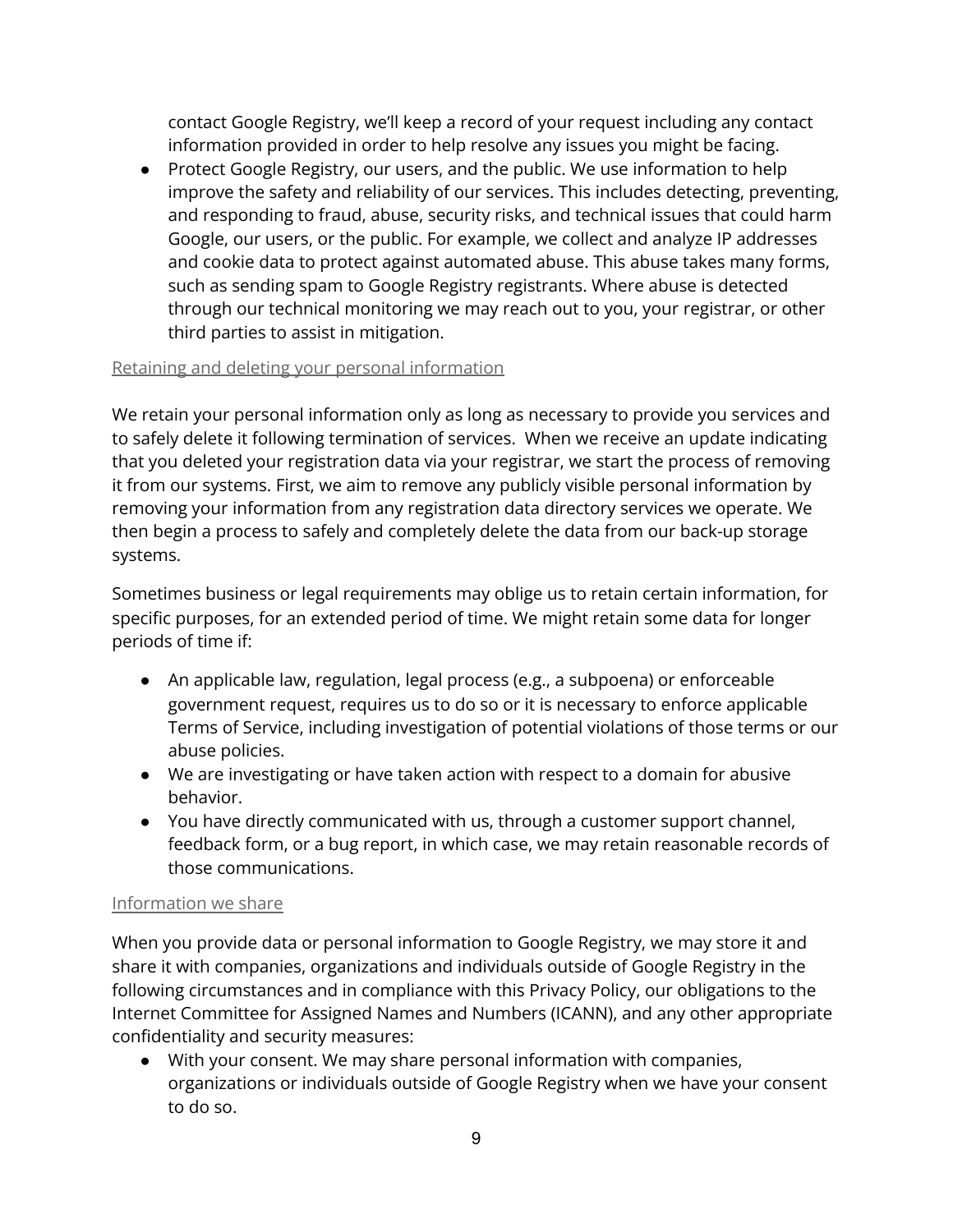contact Google Registry, we'll keep a record of your request including any contact information provided in order to help resolve any issues you might be facing.
- Protect Google Registry, our users, and the public. We use information to help improve the safety and reliability of our services. This includes detecting, preventing, and responding to fraud, abuse, security risks, and technical issues that could harm Google, our users, or the public. For example, we collect and analyze IP addresses and cookie data to protect against automated abuse. This abuse takes many forms, such as sending spam to Google Registry registrants. Where abuse is detected through our technical monitoring we may reach out to you, your registrar, or other third parties to assist in mitigation.

### Retaining and deleting your personal information

We retain your personal information only as long as necessary to provide you services and to safely delete it following termination of services. When we receive an update indicating that you deleted your registration data via your registrar, we start the process of removing it from our systems. First, we aim to remove any publicly visible personal information by removing your information from any registration data directory services we operate. We then begin a process to safely and completely delete the data from our back-up storage systems.

Sometimes business or legal requirements may oblige us to retain certain information, for specific purposes, for an extended period of time. We might retain some data for longer periods of time if:

- An applicable law, regulation, legal process (e.g., a subpoena) or enforceable government request, requires us to do so or it is necessary to enforce applicable Terms of Service, including investigation of potential violations of those terms or our abuse policies.
- We are investigating or have taken action with respect to a domain for abusive behavior.
- You have directly communicated with us, through a customer support channel, feedback form, or a bug report, in which case, we may retain reasonable records of those communications.

### Information we share

When you provide data or personal information to Google Registry, we may store it and share it with companies, organizations and individuals outside of Google Registry in the following circumstances and in compliance with this Privacy Policy, our obligations to the Internet Committee for Assigned Names and Numbers (ICANN), and any other appropriate confidentiality and security measures:

- With your consent. We may share personal information with companies, organizations or individuals outside of Google Registry when we have your consent to do so.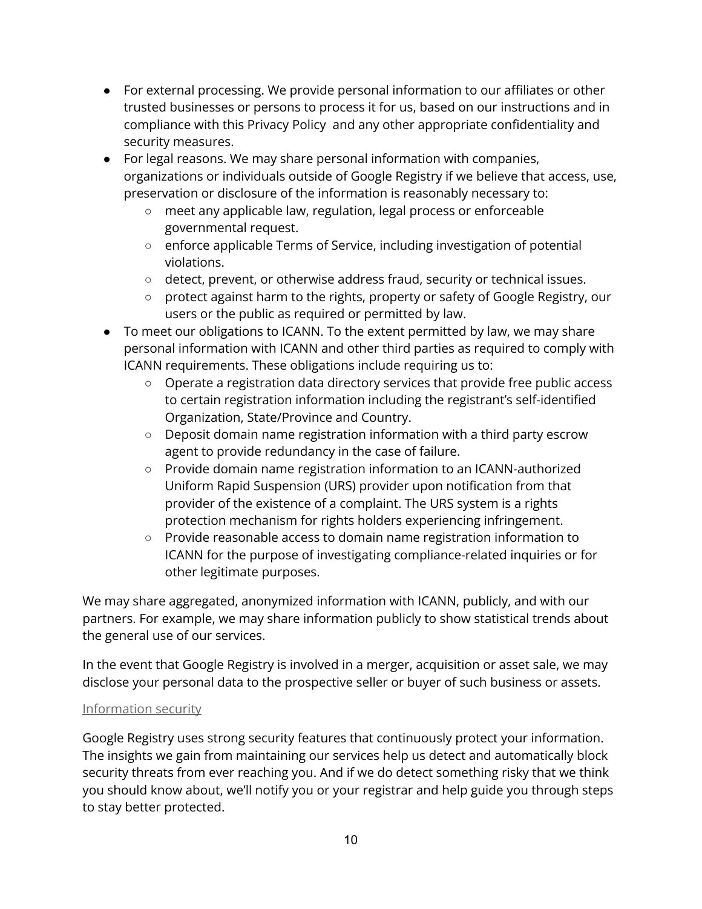- For external processing. We provide personal information to our affiliates or other trusted businesses or persons to process it for us, based on our instructions and in compliance with this Privacy Policy and any other appropriate confidentiality and security measures.
- For legal reasons. We may share personal information with companies, organizations or individuals outside of Google Registry if we believe that access, use, preservation or disclosure of the information is reasonably necessary to:
  - meet any applicable law, regulation, legal process or enforceable governmental request.
  - enforce applicable Terms of Service, including investigation of potential violations.
  - detect, prevent, or otherwise address fraud, security or technical issues.
  - protect against harm to the rights, property or safety of Google Registry, our users or the public as required or permitted by law.
- To meet our obligations to ICANN. To the extent permitted by law, we may share personal information with ICANN and other third parties as required to comply with ICANN requirements. These obligations include requiring us to:
  - Operate a registration data directory services that provide free public access to certain registration information including the registrant's self-identified Organization, State/Province and Country.
  - Deposit domain name registration information with a third party escrow agent to provide redundancy in the case of failure.
  - Provide domain name registration information to an ICANN-authorized Uniform Rapid Suspension (URS) provider upon notification from that provider of the existence of a complaint. The URS system is a rights protection mechanism for rights holders experiencing infringement.
  - Provide reasonable access to domain name registration information to ICANN for the purpose of investigating compliance-related inquiries or for other legitimate purposes.

We may share aggregated, anonymized information with ICANN, publicly, and with our partners. For example, we may share information publicly to show statistical trends about the general use of our services.

In the event that Google Registry is involved in a merger, acquisition or asset sale, we may disclose your personal data to the prospective seller or buyer of such business or assets.

## Information security

Google Registry uses strong security features that continuously protect your information. The insights we gain from maintaining our services help us detect and automatically block security threats from ever reaching you. And if we do detect something risky that we think you should know about, we'll notify you or your registrar and help guide you through steps to stay better protected.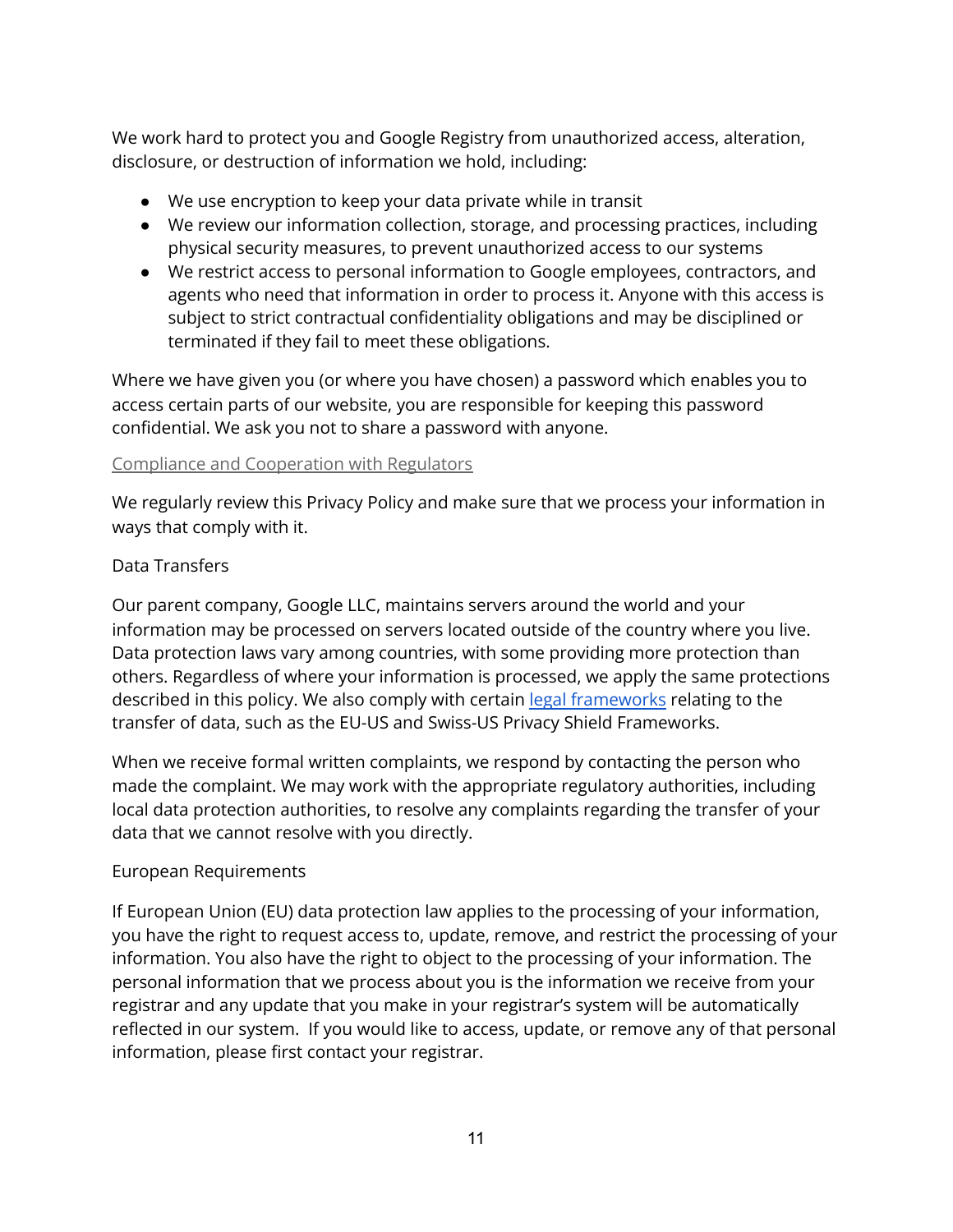We work hard to protect you and Google Registry from unauthorized access, alteration, disclosure, or destruction of information we hold, including:

- We use encryption to keep your data private while in transit
- We review our information collection, storage, and processing practices, including physical security measures, to prevent unauthorized access to our systems
- We restrict access to personal information to Google employees, contractors, and agents who need that information in order to process it. Anyone with this access is subject to strict contractual confidentiality obligations and may be disciplined or terminated if they fail to meet these obligations.

Where we have given you (or where you have chosen) a password which enables you to access certain parts of our website, you are responsible for keeping this password confidential. We ask you not to share a password with anyone.

## Compliance and Cooperation with Regulators

We regularly review this Privacy Policy and make sure that we process your information in ways that comply with it.

### Data Transfers

Our parent company, Google LLC, maintains servers around the world and your information may be processed on servers located outside of the country where you live. Data protection laws vary among countries, with some providing more protection than others. Regardless of where your information is processed, we apply the same protections described in this policy. We also comply with certain legal frameworks relating to the transfer of data, such as the EU-US and Swiss-US Privacy Shield Frameworks.

When we receive formal written complaints, we respond by contacting the person who made the complaint. We may work with the appropriate regulatory authorities, including local data protection authorities, to resolve any complaints regarding the transfer of your data that we cannot resolve with you directly.

### European Requirements

If European Union (EU) data protection law applies to the processing of your information, you have the right to request access to, update, remove, and restrict the processing of your information. You also have the right to object to the processing of your information. The personal information that we process about you is the information we receive from your registrar and any update that you make in your registrar's system will be automatically reflected in our system. If you would like to access, update, or remove any of that personal information, please first contact your registrar.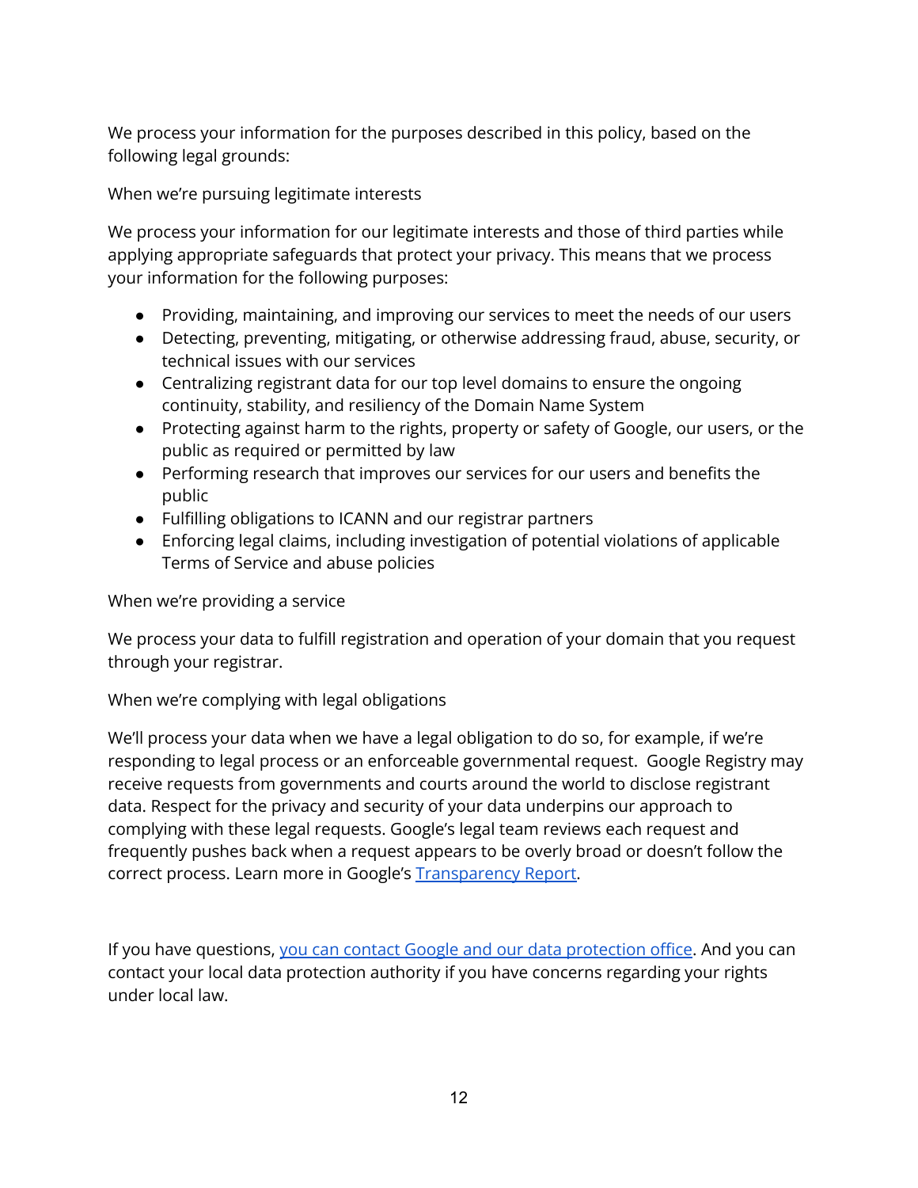We process your information for the purposes described in this policy, based on the following legal grounds:

When we're pursuing legitimate interests

We process your information for our legitimate interests and those of third parties while applying appropriate safeguards that protect your privacy. This means that we process your information for the following purposes:

- Providing, maintaining, and improving our services to meet the needs of our users
- Detecting, preventing, mitigating, or otherwise addressing fraud, abuse, security, or technical issues with our services
- Centralizing registrant data for our top level domains to ensure the ongoing continuity, stability, and resiliency of the Domain Name System
- Protecting against harm to the rights, property or safety of Google, our users, or the public as required or permitted by law
- Performing research that improves our services for our users and benefits the public
- Fulfilling obligations to ICANN and our registrar partners
- Enforcing legal claims, including investigation of potential violations of applicable Terms of Service and abuse policies

When we're providing a service

We process your data to fulfill registration and operation of your domain that you request through your registrar.

When we're complying with legal obligations

We'll process your data when we have a legal obligation to do so, for example, if we're responding to legal process or an enforceable governmental request. Google Registry may receive requests from governments and courts around the world to disclose registrant data. Respect for the privacy and security of your data underpins our approach to complying with these legal requests. Google's legal team reviews each request and frequently pushes back when a request appears to be overly broad or doesn't follow the correct process. Learn more in Google's Transparency Report.

If you have questions, you can contact Google and our data protection office. And you can contact your local data protection authority if you have concerns regarding your rights under local law.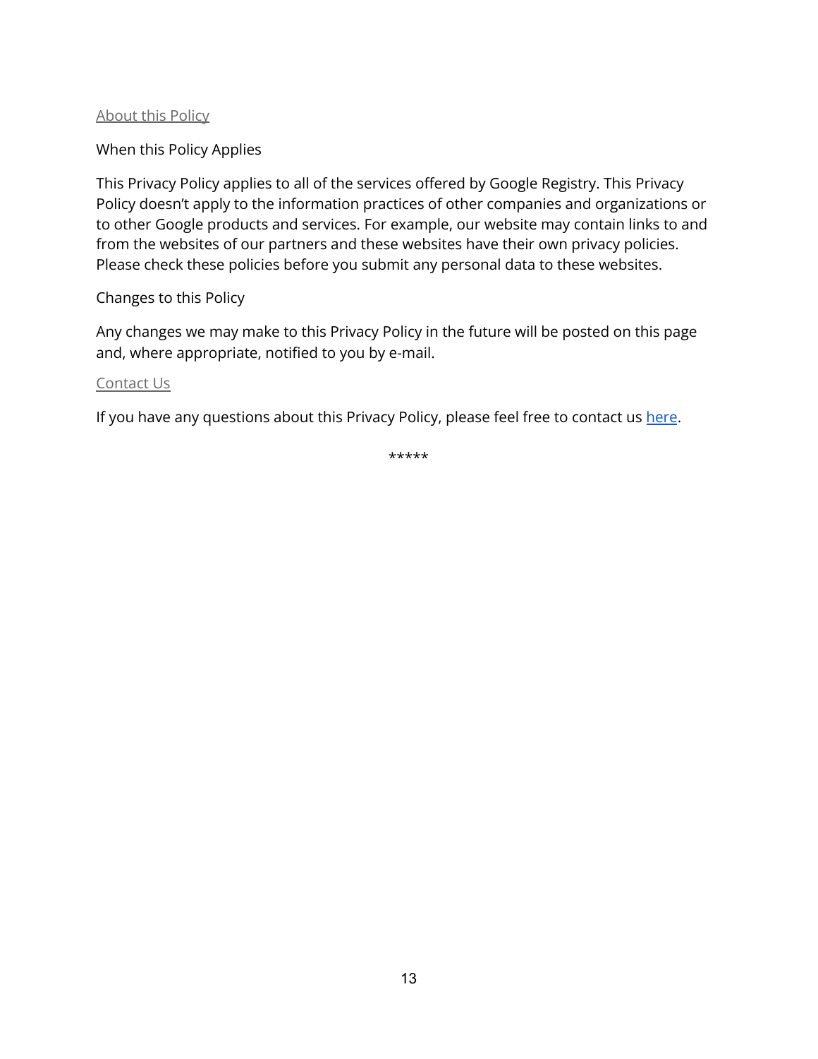## About this Policy

### When this Policy Applies

This Privacy Policy applies to all of the services offered by Google Registry. This Privacy Policy doesn't apply to the information practices of other companies and organizations or to other Google products and services. For example, our website may contain links to and from the websites of our partners and these websites have their own privacy policies. Please check these policies before you submit any personal data to these websites.

### Changes to this Policy

Any changes we may make to this Privacy Policy in the future will be posted on this page and, where appropriate, notified to you by e-mail.

## Contact Us

If you have any questions about this Privacy Policy, please feel free to contact us [here](#).

*****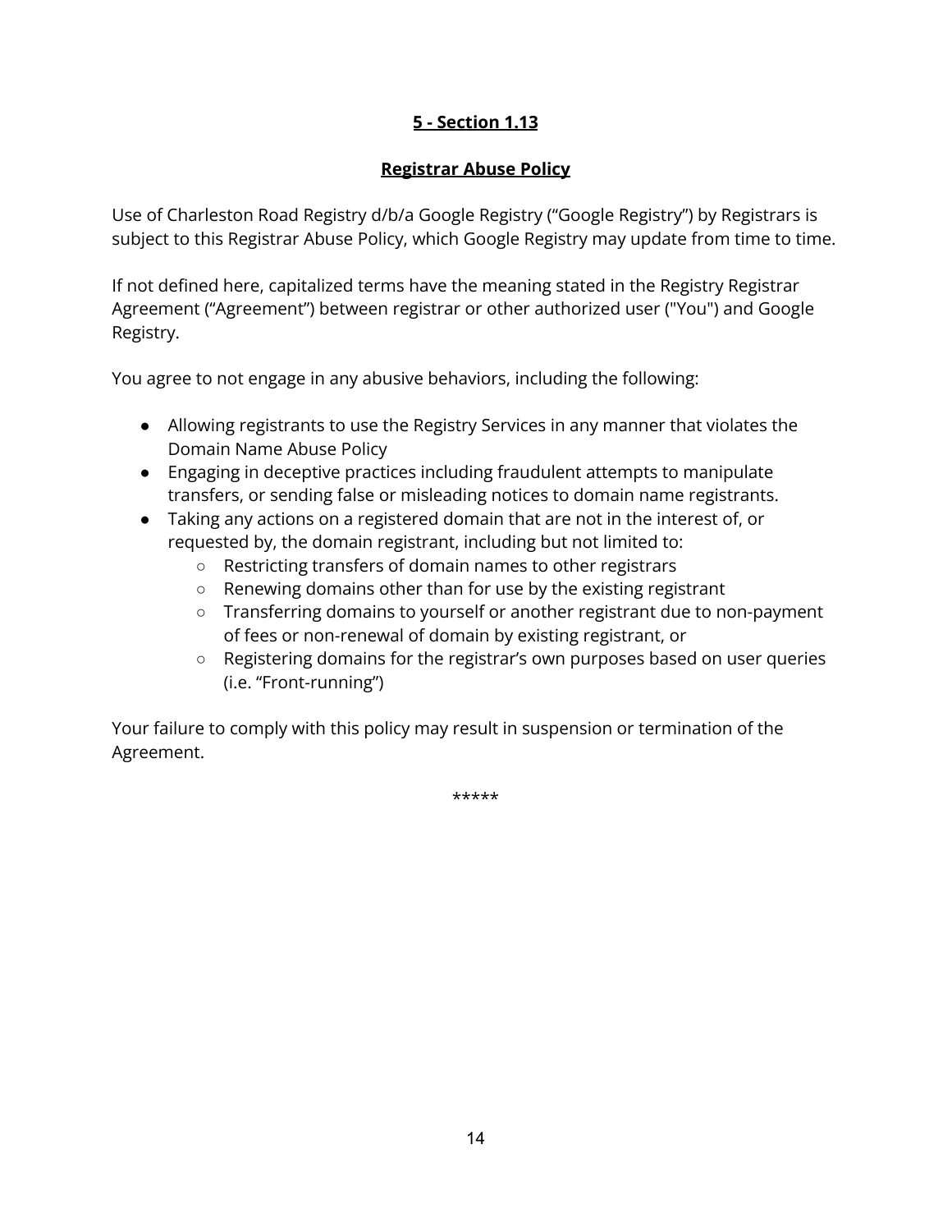## 5 - Section 1.13

## Registrar Abuse Policy

Use of Charleston Road Registry d/b/a Google Registry ("Google Registry") by Registrars is subject to this Registrar Abuse Policy, which Google Registry may update from time to time.

If not defined here, capitalized terms have the meaning stated in the Registry Registrar Agreement ("Agreement") between registrar or other authorized user ("You") and Google Registry.

You agree to not engage in any abusive behaviors, including the following:

- Allowing registrants to use the Registry Services in any manner that violates the Domain Name Abuse Policy
- Engaging in deceptive practices including fraudulent attempts to manipulate transfers, or sending false or misleading notices to domain name registrants.
- Taking any actions on a registered domain that are not in the interest of, or requested by, the domain registrant, including but not limited to:
    - Restricting transfers of domain names to other registrars
    - Renewing domains other than for use by the existing registrant
    - Transferring domains to yourself or another registrant due to non-payment of fees or non-renewal of domain by existing registrant, or
    - Registering domains for the registrar's own purposes based on user queries (i.e. "Front-running")

Your failure to comply with this policy may result in suspension or termination of the Agreement.

*****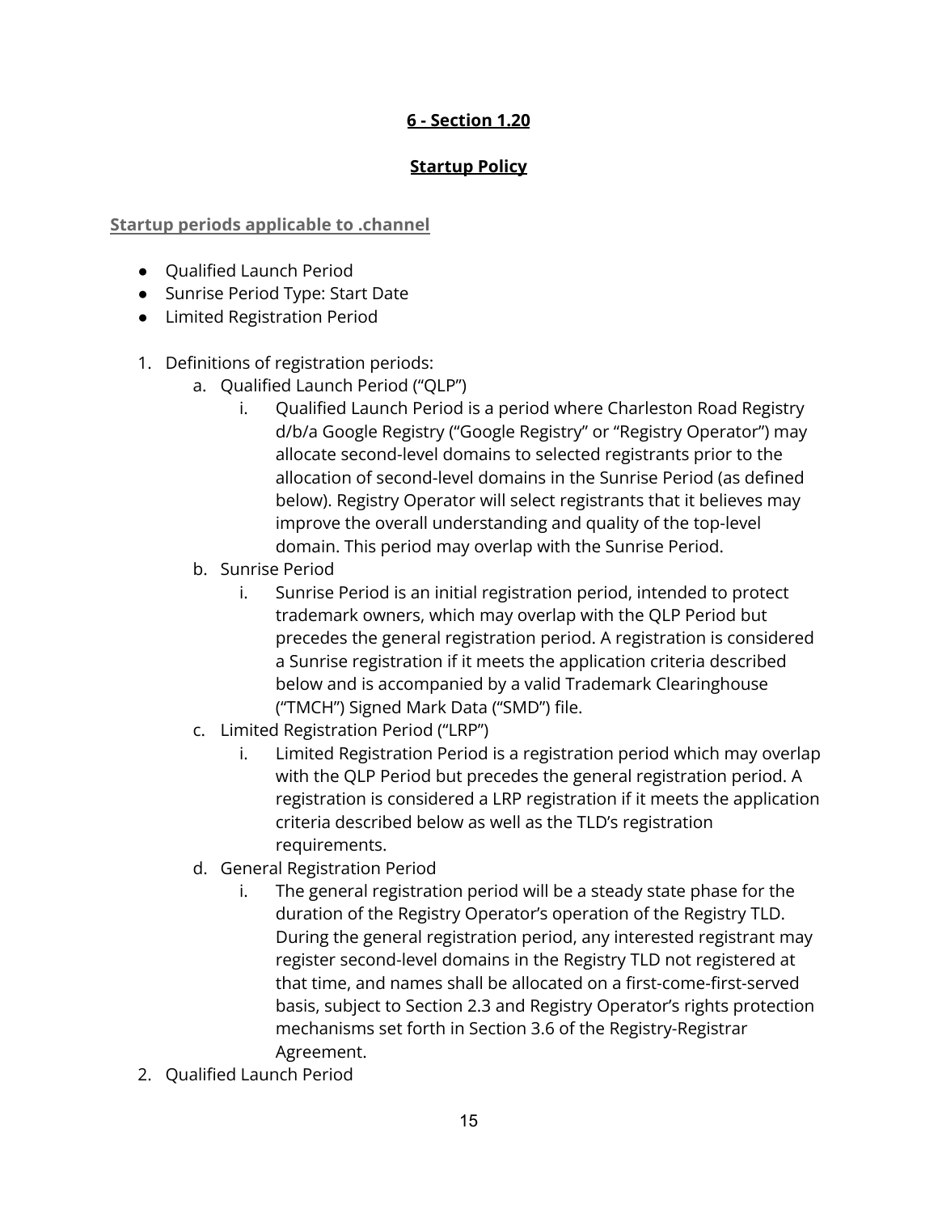**6 - Section 1.20**

**Startup Policy**

**Startup periods applicable to .channel**

- Qualified Launch Period
- Sunrise Period Type: Start Date
- Limited Registration Period

1. Definitions of registration periods:
   a. Qualified Launch Period ("QLP")
      i. Qualified Launch Period is a period where Charleston Road Registry d/b/a Google Registry ("Google Registry" or "Registry Operator") may allocate second-level domains to selected registrants prior to the allocation of second-level domains in the Sunrise Period (as defined below). Registry Operator will select registrants that it believes may improve the overall understanding and quality of the top-level domain. This period may overlap with the Sunrise Period.
   b. Sunrise Period
      i. Sunrise Period is an initial registration period, intended to protect trademark owners, which may overlap with the QLP Period but precedes the general registration period. A registration is considered a Sunrise registration if it meets the application criteria described below and is accompanied by a valid Trademark Clearinghouse ("TMCH") Signed Mark Data ("SMD") file.
   c. Limited Registration Period ("LRP")
      i. Limited Registration Period is a registration period which may overlap with the QLP Period but precedes the general registration period. A registration is considered a LRP registration if it meets the application criteria described below as well as the TLD's registration requirements.
   d. General Registration Period
      i. The general registration period will be a steady state phase for the duration of the Registry Operator's operation of the Registry TLD. During the general registration period, any interested registrant may register second-level domains in the Registry TLD not registered at that time, and names shall be allocated on a first-come-first-served basis, subject to Section 2.3 and Registry Operator's rights protection mechanisms set forth in Section 3.6 of the Registry-Registrar Agreement.
2. Qualified Launch Period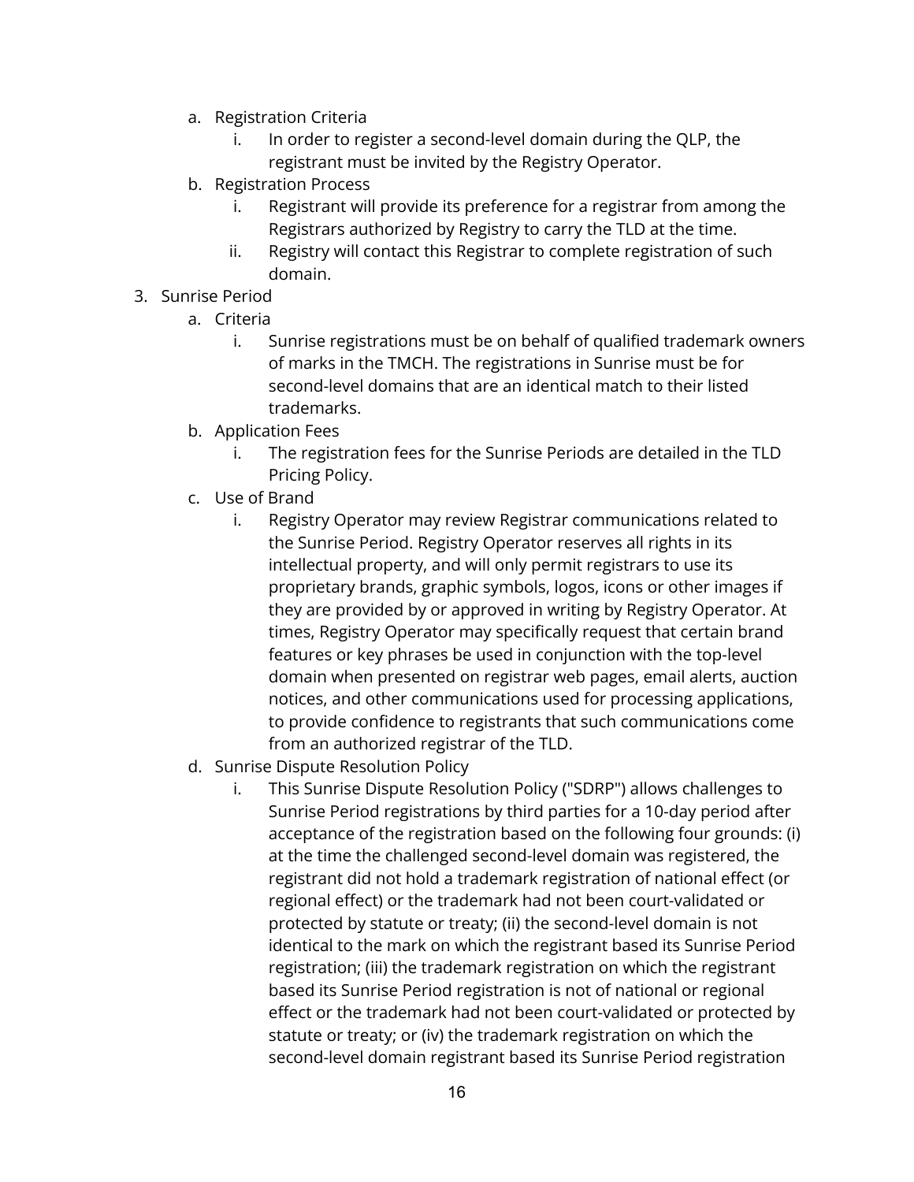a. Registration Criteria
      i. In order to register a second-level domain during the QLP, the registrant must be invited by the Registry Operator.
   b. Registration Process
      i. Registrant will provide its preference for a registrar from among the Registrars authorized by Registry to carry the TLD at the time.
      ii. Registry will contact this Registrar to complete registration of such domain.

3. Sunrise Period
   a. Criteria
      i. Sunrise registrations must be on behalf of qualified trademark owners of marks in the TMCH. The registrations in Sunrise must be for second-level domains that are an identical match to their listed trademarks.
   b. Application Fees
      i. The registration fees for the Sunrise Periods are detailed in the TLD Pricing Policy.
   c. Use of Brand
      i. Registry Operator may review Registrar communications related to the Sunrise Period. Registry Operator reserves all rights in its intellectual property, and will only permit registrars to use its proprietary brands, graphic symbols, logos, icons or other images if they are provided by or approved in writing by Registry Operator. At times, Registry Operator may specifically request that certain brand features or key phrases be used in conjunction with the top-level domain when presented on registrar web pages, email alerts, auction notices, and other communications used for processing applications, to provide confidence to registrants that such communications come from an authorized registrar of the TLD.
   d. Sunrise Dispute Resolution Policy
      i. This Sunrise Dispute Resolution Policy ("SDRP") allows challenges to Sunrise Period registrations by third parties for a 10-day period after acceptance of the registration based on the following four grounds: (i) at the time the challenged second-level domain was registered, the registrant did not hold a trademark registration of national effect (or regional effect) or the trademark had not been court-validated or protected by statute or treaty; (ii) the second-level domain is not identical to the mark on which the registrant based its Sunrise Period registration; (iii) the trademark registration on which the registrant based its Sunrise Period registration is not of national or regional effect or the trademark had not been court-validated or protected by statute or treaty; or (iv) the trademark registration on which the second-level domain registrant based its Sunrise Period registration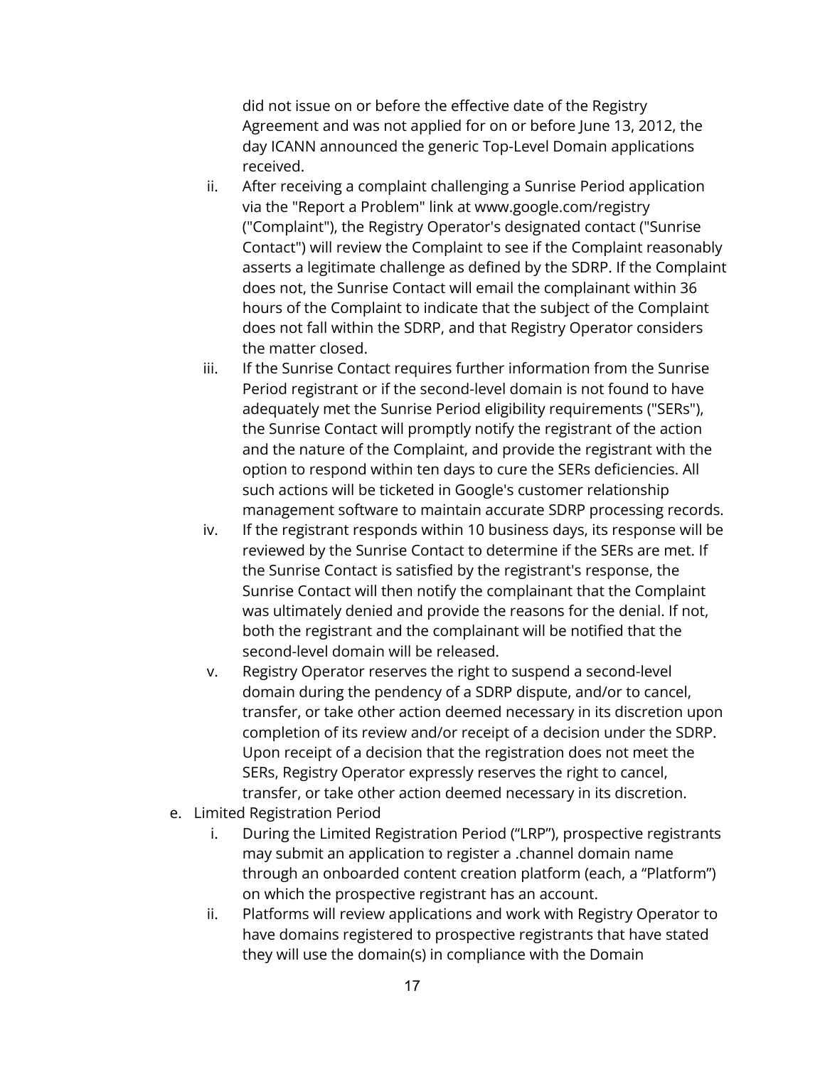did not issue on or before the effective date of the Registry Agreement and was not applied for on or before June 13, 2012, the day ICANN announced the generic Top-Level Domain applications received.

ii. After receiving a complaint challenging a Sunrise Period application via the "Report a Problem" link at www.google.com/registry ("Complaint"), the Registry Operator's designated contact ("Sunrise Contact") will review the Complaint to see if the Complaint reasonably asserts a legitimate challenge as defined by the SDRP. If the Complaint does not, the Sunrise Contact will email the complainant within 36 hours of the Complaint to indicate that the subject of the Complaint does not fall within the SDRP, and that Registry Operator considers the matter closed.

iii. If the Sunrise Contact requires further information from the Sunrise Period registrant or if the second-level domain is not found to have adequately met the Sunrise Period eligibility requirements ("SERs"), the Sunrise Contact will promptly notify the registrant of the action and the nature of the Complaint, and provide the registrant with the option to respond within ten days to cure the SERs deficiencies. All such actions will be ticketed in Google's customer relationship management software to maintain accurate SDRP processing records.

iv. If the registrant responds within 10 business days, its response will be reviewed by the Sunrise Contact to determine if the SERs are met. If the Sunrise Contact is satisfied by the registrant's response, the Sunrise Contact will then notify the complainant that the Complaint was ultimately denied and provide the reasons for the denial. If not, both the registrant and the complainant will be notified that the second-level domain will be released.

v. Registry Operator reserves the right to suspend a second-level domain during the pendency of a SDRP dispute, and/or to cancel, transfer, or take other action deemed necessary in its discretion upon completion of its review and/or receipt of a decision under the SDRP. Upon receipt of a decision that the registration does not meet the SERs, Registry Operator expressly reserves the right to cancel, transfer, or take other action deemed necessary in its discretion.

e. Limited Registration Period

i. During the Limited Registration Period ("LRP"), prospective registrants may submit an application to register a .channel domain name through an onboarded content creation platform (each, a "Platform") on which the prospective registrant has an account.

ii. Platforms will review applications and work with Registry Operator to have domains registered to prospective registrants that have stated they will use the domain(s) in compliance with the Domain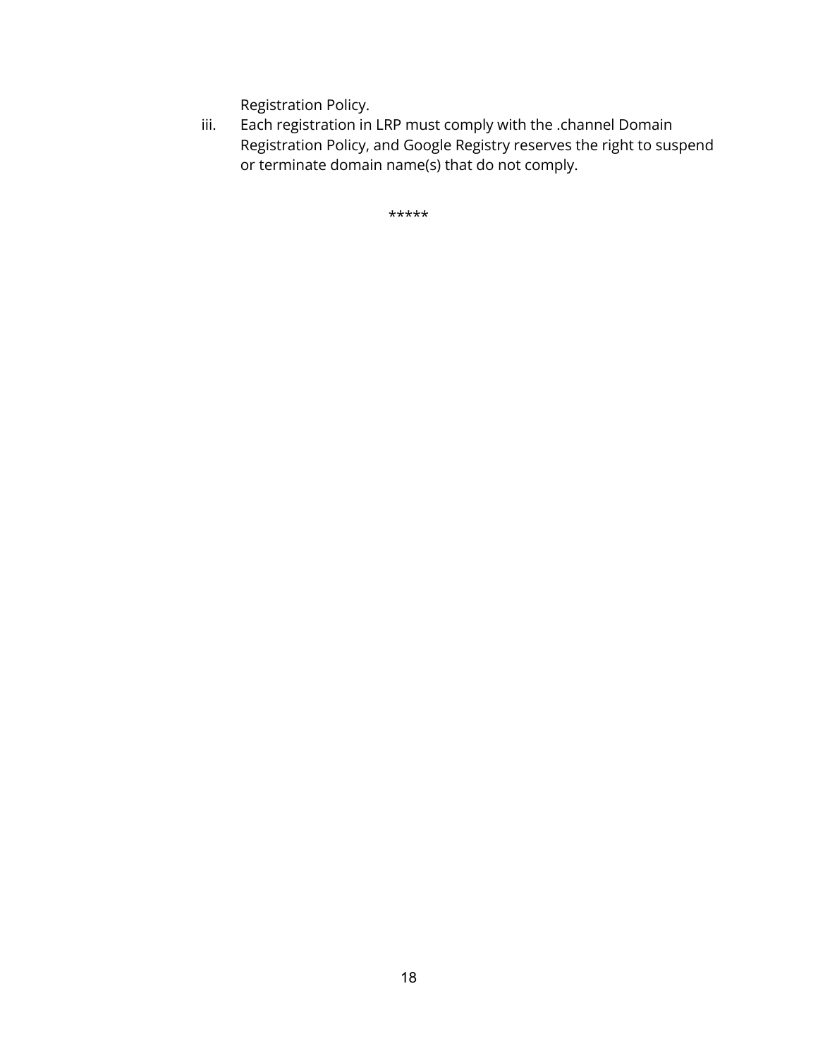Registration Policy.

iii. Each registration in LRP must comply with the .channel Domain Registration Policy, and Google Registry reserves the right to suspend or terminate domain name(s) that do not comply.

*****